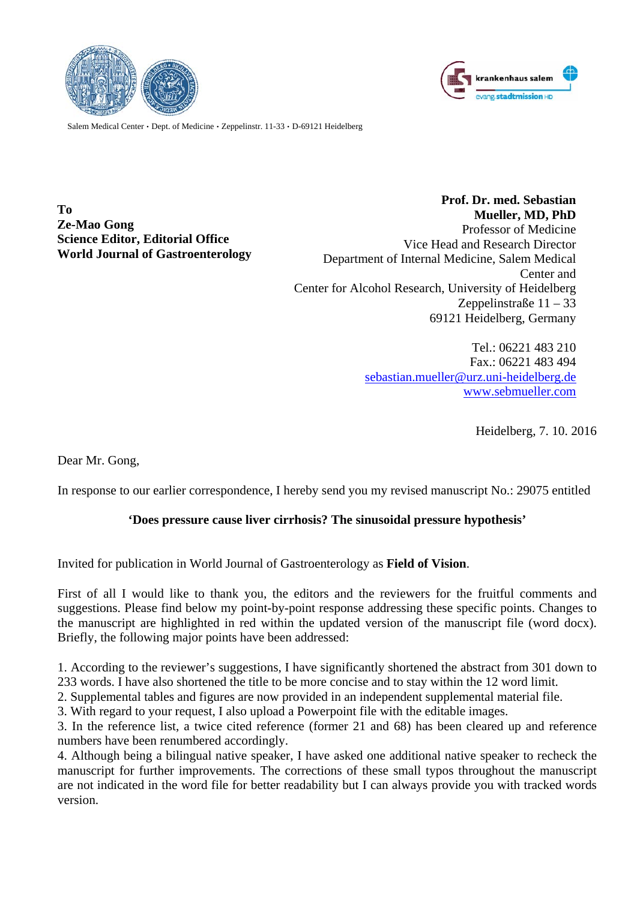Salem Medical Center • Dept. of Medicine • Zeppelinstr. 11-33 • D-69121 Heidelberg

**To**
**Ze-Mao Gong**
**Science Editor, Editorial Office**
**World Journal of Gastroenterology**

**Prof. Dr. med. Sebastian Mueller, MD, PhD**
Professor of Medicine
Vice Head and Research Director
Department of Internal Medicine, Salem Medical Center and
Center for Alcohol Research, University of Heidelberg
Zeppelinstraße 11 – 33
69121 Heidelberg, Germany

Tel.: 06221 483 210
Fax.: 06221 483 494
sebastian.mueller@urz.uni-heidelberg.de
www.sebmueller.com

Heidelberg, 7. 10. 2016

Dear Mr. Gong,

In response to our earlier correspondence, I hereby send you my revised manuscript No.: 29075 entitled

**'Does pressure cause liver cirrhosis? The sinusoidal pressure hypothesis'**

Invited for publication in World Journal of Gastroenterology as **Field of Vision**.

First of all I would like to thank you, the editors and the reviewers for the fruitful comments and suggestions. Please find below my point-by-point response addressing these specific points. Changes to the manuscript are highlighted in red within the updated version of the manuscript file (word docx). Briefly, the following major points have been addressed:

1. According to the reviewer's suggestions, I have significantly shortened the abstract from 301 down to 233 words. I have also shortened the title to be more concise and to stay within the 12 word limit.
2. Supplemental tables and figures are now provided in an independent supplemental material file.
3. With regard to your request, I also upload a Powerpoint file with the editable images.
3. In the reference list, a twice cited reference (former 21 and 68) has been cleared up and reference numbers have been renumbered accordingly.
4. Although being a bilingual native speaker, I have asked one additional native speaker to recheck the manuscript for further improvements. The corrections of these small typos throughout the manuscript are not indicated in the word file for better readability but I can always provide you with tracked words version.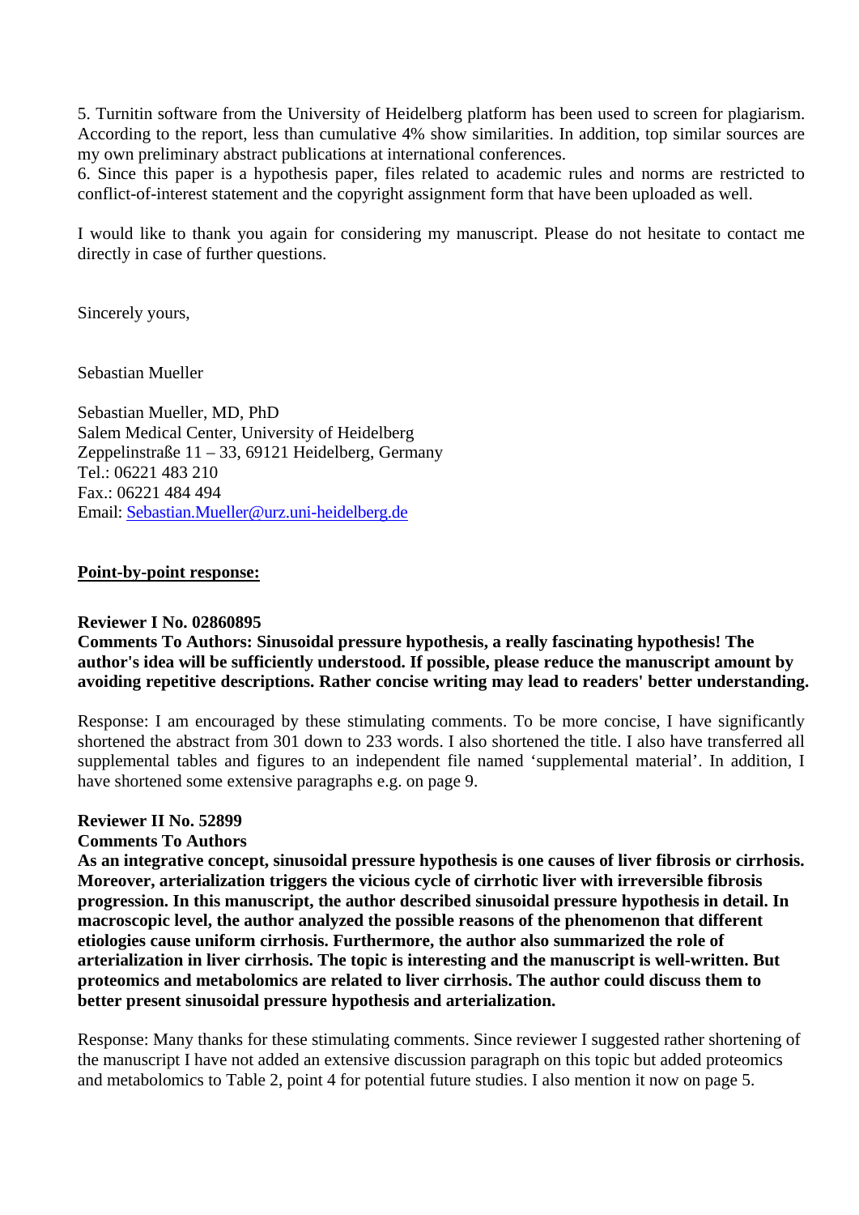5. Turnitin software from the University of Heidelberg platform has been used to screen for plagiarism. According to the report, less than cumulative 4% show similarities. In addition, top similar sources are my own preliminary abstract publications at international conferences.
6. Since this paper is a hypothesis paper, files related to academic rules and norms are restricted to conflict-of-interest statement and the copyright assignment form that have been uploaded as well.

I would like to thank you again for considering my manuscript. Please do not hesitate to contact me directly in case of further questions.

Sincerely yours,

Sebastian Mueller

Sebastian Mueller, MD, PhD
Salem Medical Center, University of Heidelberg
Zeppelinstraße 11 – 33, 69121 Heidelberg, Germany
Tel.: 06221 483 210
Fax.: 06221 484 494
Email: Sebastian.Mueller@urz.uni-heidelberg.de

**Point-by-point response:**

**Reviewer I No. 02860895**
**Comments To Authors: Sinusoidal pressure hypothesis, a really fascinating hypothesis! The author's idea will be sufficiently understood. If possible, please reduce the manuscript amount by avoiding repetitive descriptions. Rather concise writing may lead to readers' better understanding.**

Response: I am encouraged by these stimulating comments. To be more concise, I have significantly shortened the abstract from 301 down to 233 words. I also shortened the title. I also have transferred all supplemental tables and figures to an independent file named 'supplemental material'. In addition, I have shortened some extensive paragraphs e.g. on page 9.

**Reviewer II No. 52899**
**Comments To Authors**
**As an integrative concept, sinusoidal pressure hypothesis is one causes of liver fibrosis or cirrhosis. Moreover, arterialization triggers the vicious cycle of cirrhotic liver with irreversible fibrosis progression. In this manuscript, the author described sinusoidal pressure hypothesis in detail. In macroscopic level, the author analyzed the possible reasons of the phenomenon that different etiologies cause uniform cirrhosis. Furthermore, the author also summarized the role of arterialization in liver cirrhosis. The topic is interesting and the manuscript is well-written. But proteomics and metabolomics are related to liver cirrhosis. The author could discuss them to better present sinusoidal pressure hypothesis and arterialization.**

Response: Many thanks for these stimulating comments. Since reviewer I suggested rather shortening of the manuscript I have not added an extensive discussion paragraph on this topic but added proteomics and metabolomics to Table 2, point 4 for potential future studies. I also mention it now on page 5.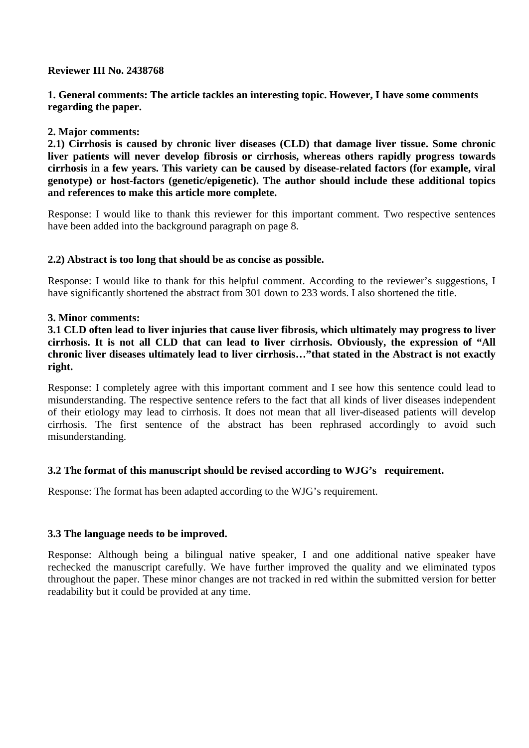**Reviewer III No. 2438768**

**1. General comments: The article tackles an interesting topic. However, I have some comments regarding the paper.**

**2. Major comments:**

**2.1) Cirrhosis is caused by chronic liver diseases (CLD) that damage liver tissue. Some chronic liver patients will never develop fibrosis or cirrhosis, whereas others rapidly progress towards cirrhosis in a few years. This variety can be caused by disease-related factors (for example, viral genotype) or host-factors (genetic/epigenetic). The author should include these additional topics and references to make this article more complete.**

Response: I would like to thank this reviewer for this important comment. Two respective sentences have been added into the background paragraph on page 8.

**2.2) Abstract is too long that should be as concise as possible.**

Response: I would like to thank for this helpful comment. According to the reviewer's suggestions, I have significantly shortened the abstract from 301 down to 233 words. I also shortened the title.

**3. Minor comments:**

**3.1 CLD often lead to liver injuries that cause liver fibrosis, which ultimately may progress to liver cirrhosis. It is not all CLD that can lead to liver cirrhosis. Obviously, the expression of "All chronic liver diseases ultimately lead to liver cirrhosis…"that stated in the Abstract is not exactly right.**

Response: I completely agree with this important comment and I see how this sentence could lead to misunderstanding. The respective sentence refers to the fact that all kinds of liver diseases independent of their etiology may lead to cirrhosis. It does not mean that all liver-diseased patients will develop cirrhosis. The first sentence of the abstract has been rephrased accordingly to avoid such misunderstanding.

**3.2 The format of this manuscript should be revised according to WJG's requirement.**

Response: The format has been adapted according to the WJG's requirement.

**3.3 The language needs to be improved.**

Response: Although being a bilingual native speaker, I and one additional native speaker have rechecked the manuscript carefully. We have further improved the quality and we eliminated typos throughout the paper. These minor changes are not tracked in red within the submitted version for better readability but it could be provided at any time.